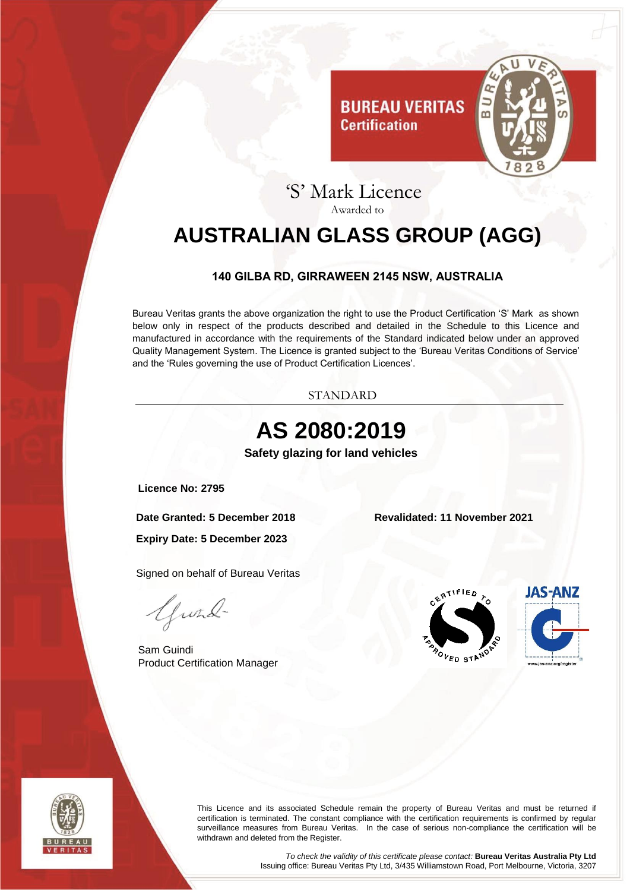BUREAU VERITAS
Certification

# 'S' Mark Licence

Awarded to

# AUSTRALIAN GLASS GROUP (AGG)

**140 GILBA RD, GIRRAWEEN 2145 NSW, AUSTRALIA**

Bureau Veritas grants the above organization the right to use the Product Certification 'S' Mark as shown below only in respect of the products described and detailed in the Schedule to this Licence and manufactured in accordance with the requirements of the Standard indicated below under an approved Quality Management System. The Licence is granted subject to the 'Bureau Veritas Conditions of Service' and the 'Rules governing the use of Product Certification Licences'.

STANDARD

## AS 2080:2019

**Safety glazing for land vehicles**

**Licence No: 2795**

**Date Granted: 5 December 2018**

**Revalidated: 11 November 2021**

**Expiry Date: 5 December 2023**

Signed on behalf of Bureau Veritas

Sam Guindi
Product Certification Manager

CERTIFIED TO APPROVED STANDARD

JAS-ANZ
www.jas-anz.org/register

This Licence and its associated Schedule remain the property of Bureau Veritas and must be returned if certification is terminated. The constant compliance with the certification requirements is confirmed by regular surveillance measures from Bureau Veritas. In the case of serious non-compliance the certification will be withdrawn and deleted from the Register.

*To check the validity of this certificate please contact:* **Bureau Veritas Australia Pty Ltd**
Issuing office: Bureau Veritas Pty Ltd, 3/435 Williamstown Road, Port Melbourne, Victoria, 3207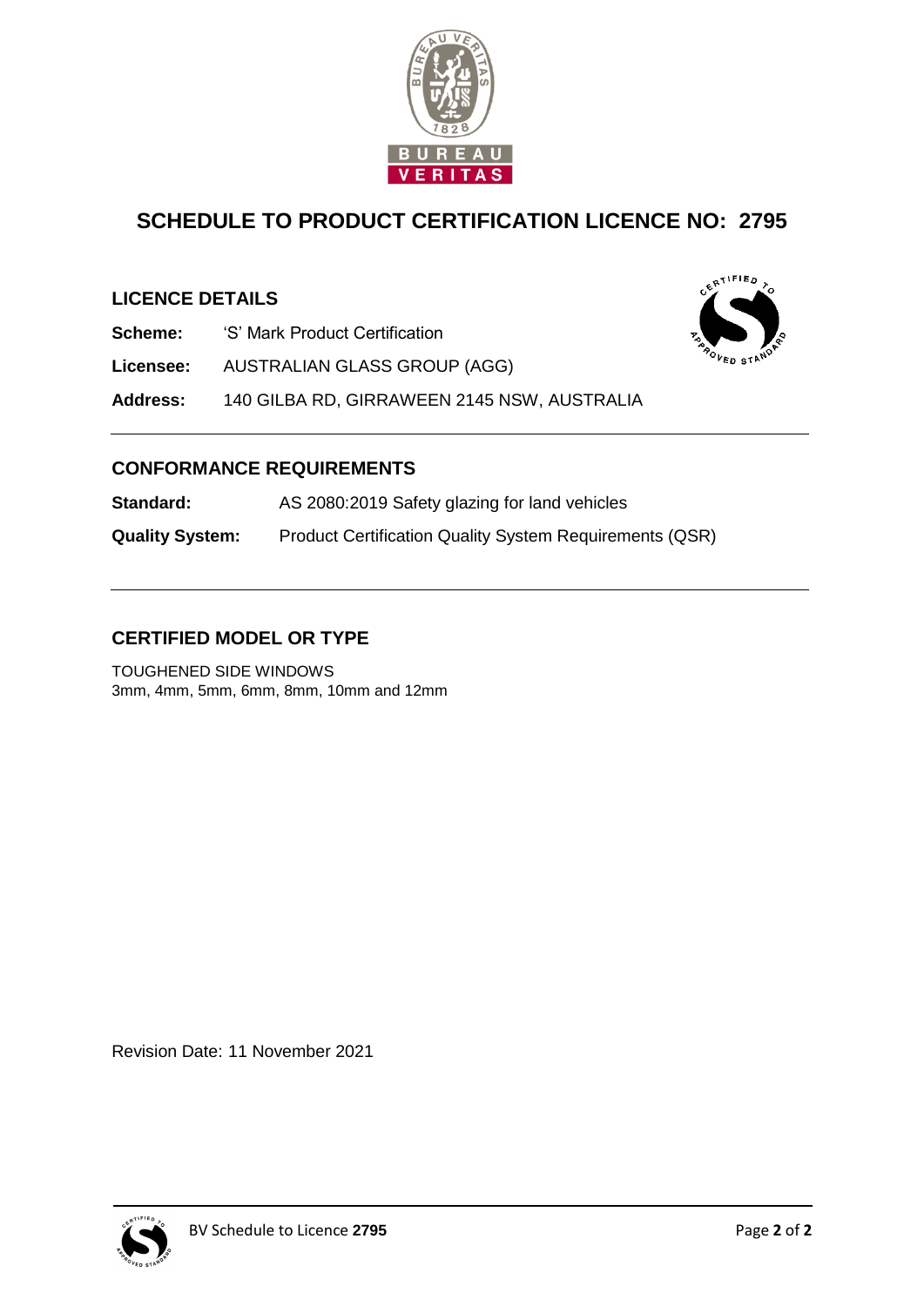# SCHEDULE TO PRODUCT CERTIFICATION LICENCE NO: 2795

## LICENCE DETAILS

**Scheme:** 'S' Mark Product Certification

**Licensee:** AUSTRALIAN GLASS GROUP (AGG)

**Address:** 140 GILBA RD, GIRRAWEEN 2145 NSW, AUSTRALIA

## CONFORMANCE REQUIREMENTS

**Standard:** AS 2080:2019 Safety glazing for land vehicles

**Quality System:** Product Certification Quality System Requirements (QSR)

## CERTIFIED MODEL OR TYPE

TOUGHENED SIDE WINDOWS
3mm, 4mm, 5mm, 6mm, 8mm, 10mm and 12mm

Revision Date: 11 November 2021